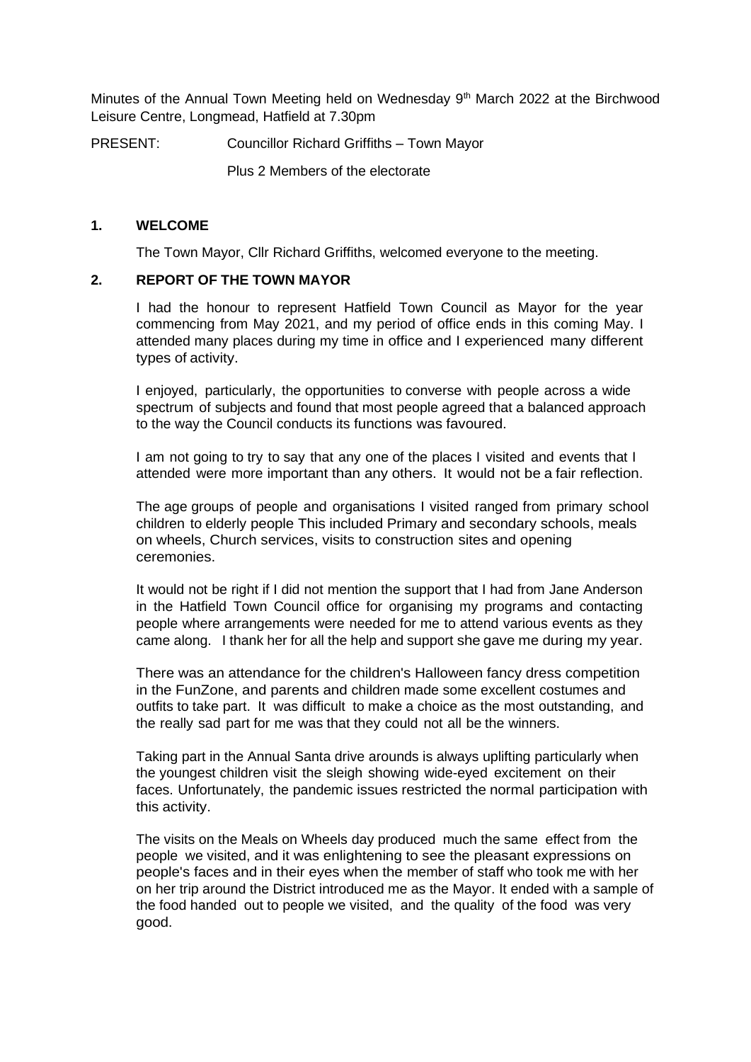Minutes of the Annual Town Meeting held on Wednesday 9th March 2022 at the Birchwood Leisure Centre, Longmead, Hatfield at 7.30pm

PRESENT: Councillor Richard Griffiths – Town Mayor

Plus 2 Members of the electorate

## 1. WELCOME

The Town Mayor, Cllr Richard Griffiths, welcomed everyone to the meeting.

## 2. REPORT OF THE TOWN MAYOR

I had the honour to represent Hatfield Town Council as Mayor for the year commencing from May 2021, and my period of office ends in this coming May. I attended many places during my time in office and I experienced many different types of activity.

I enjoyed, particularly, the opportunities to converse with people across a wide spectrum of subjects and found that most people agreed that a balanced approach to the way the Council conducts its functions was favoured.

I am not going to try to say that any one of the places I visited and events that I attended were more important than any others. It would not be a fair reflection.

The age groups of people and organisations I visited ranged from primary school children to elderly people This included Primary and secondary schools, meals on wheels, Church services, visits to construction sites and opening ceremonies.

It would not be right if I did not mention the support that I had from Jane Anderson in the Hatfield Town Council office for organising my programs and contacting people where arrangements were needed for me to attend various events as they came along. I thank her for all the help and support she gave me during my year.

There was an attendance for the children's Halloween fancy dress competition in the FunZone, and parents and children made some excellent costumes and outfits to take part. It was difficult to make a choice as the most outstanding, and the really sad part for me was that they could not all be the winners.

Taking part in the Annual Santa drive arounds is always uplifting particularly when the youngest children visit the sleigh showing wide-eyed excitement on their faces. Unfortunately, the pandemic issues restricted the normal participation with this activity.

The visits on the Meals on Wheels day produced much the same effect from the people we visited, and it was enlightening to see the pleasant expressions on people's faces and in their eyes when the member of staff who took me with her on her trip around the District introduced me as the Mayor. It ended with a sample of the food handed out to people we visited, and the quality of the food was very good.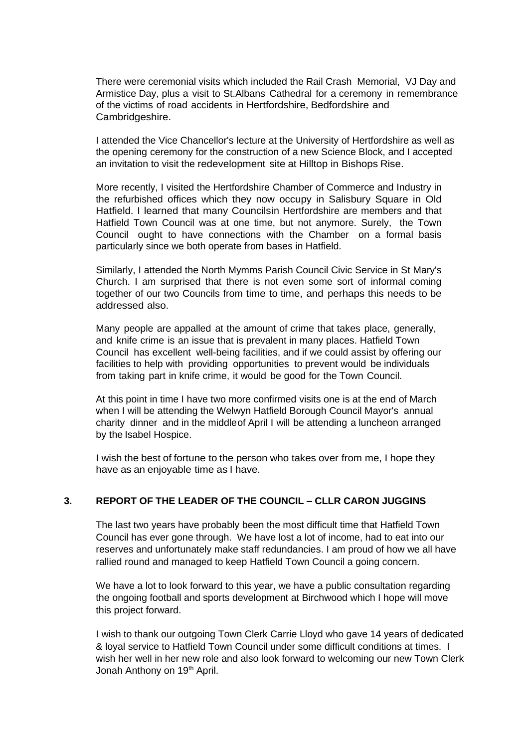There were ceremonial visits which included the Rail Crash Memorial, VJ Day and Armistice Day, plus a visit to St.Albans Cathedral for a ceremony in remembrance of the victims of road accidents in Hertfordshire, Bedfordshire and Cambridgeshire.

I attended the Vice Chancellor's lecture at the University of Hertfordshire as well as the opening ceremony for the construction of a new Science Block, and I accepted an invitation to visit the redevelopment site at Hilltop in Bishops Rise.

More recently, I visited the Hertfordshire Chamber of Commerce and Industry in the refurbished offices which they now occupy in Salisbury Square in Old Hatfield. I learned that many Councilsin Hertfordshire are members and that Hatfield Town Council was at one time, but not anymore. Surely, the Town Council ought to have connections with the Chamber on a formal basis particularly since we both operate from bases in Hatfield.

Similarly, I attended the North Mymms Parish Council Civic Service in St Mary's Church. I am surprised that there is not even some sort of informal coming together of our two Councils from time to time, and perhaps this needs to be addressed also.

Many people are appalled at the amount of crime that takes place, generally, and knife crime is an issue that is prevalent in many places. Hatfield Town Council has excellent well-being facilities, and if we could assist by offering our facilities to help with providing opportunities to prevent would be individuals from taking part in knife crime, it would be good for the Town Council.

At this point in time I have two more confirmed visits one is at the end of March when I will be attending the Welwyn Hatfield Borough Council Mayor's annual charity dinner and in the middleof April I will be attending a luncheon arranged by the Isabel Hospice.

I wish the best of fortune to the person who takes over from me, I hope they have as an enjoyable time as I have.

## 3. REPORT OF THE LEADER OF THE COUNCIL – CLLR CARON JUGGINS

The last two years have probably been the most difficult time that Hatfield Town Council has ever gone through. We have lost a lot of income, had to eat into our reserves and unfortunately make staff redundancies. I am proud of how we all have rallied round and managed to keep Hatfield Town Council a going concern.

We have a lot to look forward to this year, we have a public consultation regarding the ongoing football and sports development at Birchwood which I hope will move this project forward.

I wish to thank our outgoing Town Clerk Carrie Lloyd who gave 14 years of dedicated & loyal service to Hatfield Town Council under some difficult conditions at times. I wish her well in her new role and also look forward to welcoming our new Town Clerk Jonah Anthony on 19th April.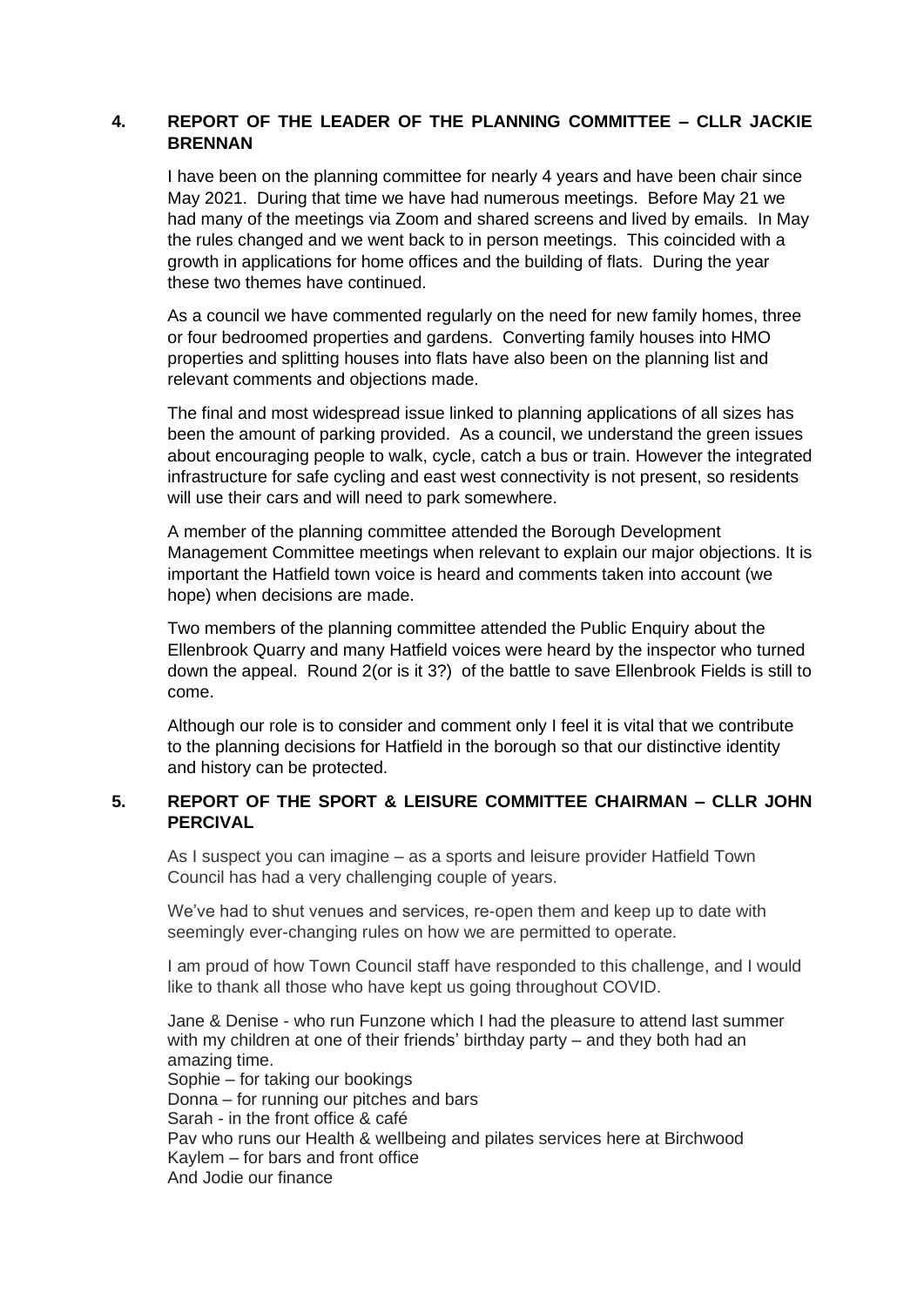## 4. REPORT OF THE LEADER OF THE PLANNING COMMITTEE – CLLR JACKIE BRENNAN

I have been on the planning committee for nearly 4 years and have been chair since May 2021. During that time we have had numerous meetings. Before May 21 we had many of the meetings via Zoom and shared screens and lived by emails. In May the rules changed and we went back to in person meetings. This coincided with a growth in applications for home offices and the building of flats. During the year these two themes have continued.

As a council we have commented regularly on the need for new family homes, three or four bedroomed properties and gardens. Converting family houses into HMO properties and splitting houses into flats have also been on the planning list and relevant comments and objections made.

The final and most widespread issue linked to planning applications of all sizes has been the amount of parking provided. As a council, we understand the green issues about encouraging people to walk, cycle, catch a bus or train. However the integrated infrastructure for safe cycling and east west connectivity is not present, so residents will use their cars and will need to park somewhere.

A member of the planning committee attended the Borough Development Management Committee meetings when relevant to explain our major objections. It is important the Hatfield town voice is heard and comments taken into account (we hope) when decisions are made.

Two members of the planning committee attended the Public Enquiry about the Ellenbrook Quarry and many Hatfield voices were heard by the inspector who turned down the appeal. Round 2(or is it 3?) of the battle to save Ellenbrook Fields is still to come.

Although our role is to consider and comment only I feel it is vital that we contribute to the planning decisions for Hatfield in the borough so that our distinctive identity and history can be protected.

## 5. REPORT OF THE SPORT & LEISURE COMMITTEE CHAIRMAN – CLLR JOHN PERCIVAL

As I suspect you can imagine – as a sports and leisure provider Hatfield Town Council has had a very challenging couple of years.

We've had to shut venues and services, re-open them and keep up to date with seemingly ever-changing rules on how we are permitted to operate.

I am proud of how Town Council staff have responded to this challenge, and I would like to thank all those who have kept us going throughout COVID.

Jane & Denise - who run Funzone which I had the pleasure to attend last summer with my children at one of their friends' birthday party – and they both had an amazing time.
Sophie – for taking our bookings
Donna – for running our pitches and bars
Sarah - in the front office & café
Pav who runs our Health & wellbeing and pilates services here at Birchwood
Kaylem – for bars and front office
And Jodie our finance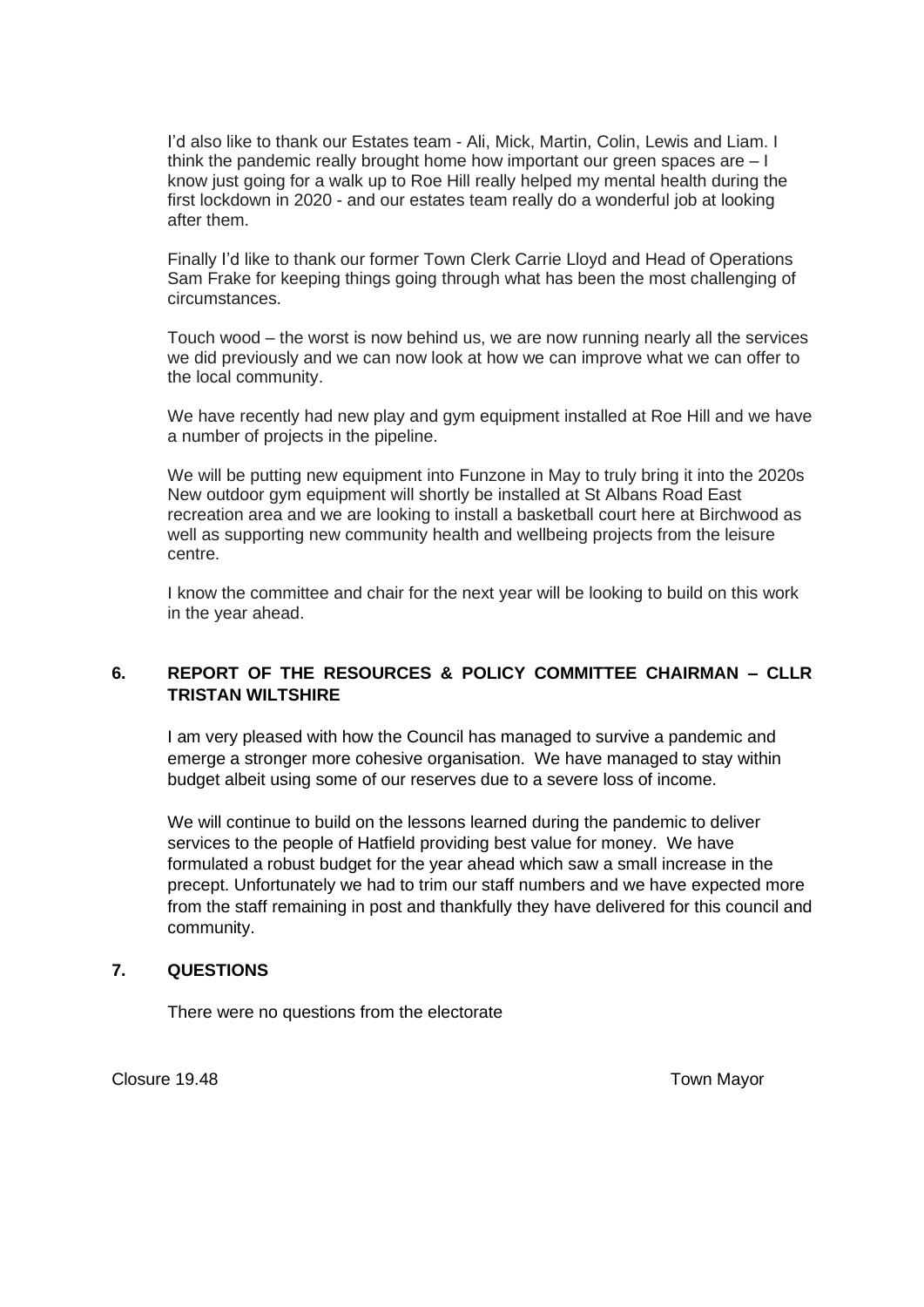I'd also like to thank our Estates team - Ali, Mick, Martin, Colin, Lewis and Liam. I think the pandemic really brought home how important our green spaces are – I know just going for a walk up to Roe Hill really helped my mental health during the first lockdown in 2020 - and our estates team really do a wonderful job at looking after them.

Finally I'd like to thank our former Town Clerk Carrie Lloyd and Head of Operations Sam Frake for keeping things going through what has been the most challenging of circumstances.

Touch wood – the worst is now behind us, we are now running nearly all the services we did previously and we can now look at how we can improve what we can offer to the local community.

We have recently had new play and gym equipment installed at Roe Hill and we have a number of projects in the pipeline.

We will be putting new equipment into Funzone in May to truly bring it into the 2020s New outdoor gym equipment will shortly be installed at St Albans Road East recreation area and we are looking to install a basketball court here at Birchwood as well as supporting new community health and wellbeing projects from the leisure centre.

I know the committee and chair for the next year will be looking to build on this work in the year ahead.

## 6. REPORT OF THE RESOURCES & POLICY COMMITTEE CHAIRMAN – CLLR TRISTAN WILTSHIRE

I am very pleased with how the Council has managed to survive a pandemic and emerge a stronger more cohesive organisation. We have managed to stay within budget albeit using some of our reserves due to a severe loss of income.

We will continue to build on the lessons learned during the pandemic to deliver services to the people of Hatfield providing best value for money. We have formulated a robust budget for the year ahead which saw a small increase in the precept. Unfortunately we had to trim our staff numbers and we have expected more from the staff remaining in post and thankfully they have delivered for this council and community.

## 7. QUESTIONS

There were no questions from the electorate

Closure 19.48 Town Mayor